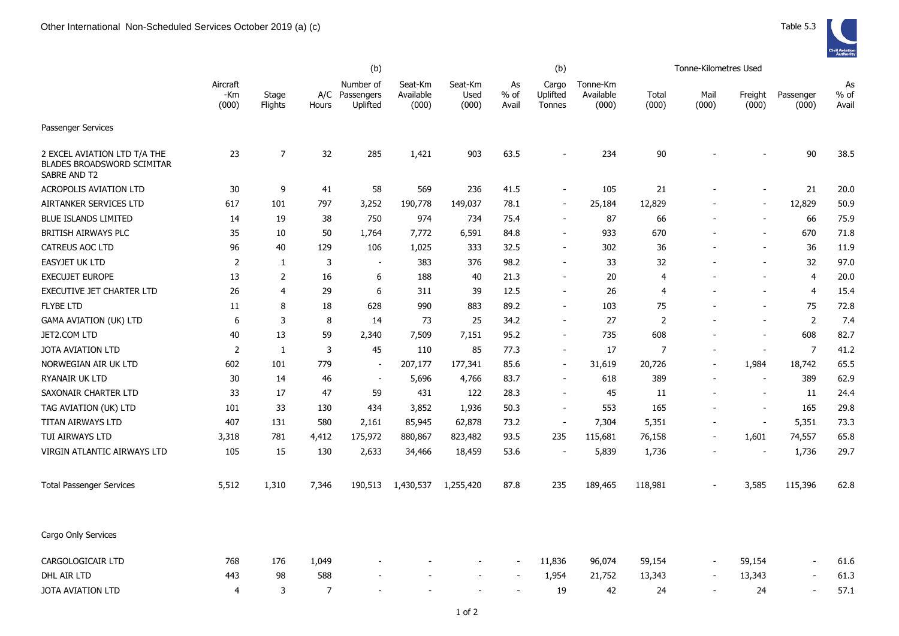Other International Non-Scheduled Services October 2019 (a) (c)

Table 5.3

| | Aircraft -Km (000) | Stage Flights | A/C Hours | (b) Number of Passengers Uplifted | Seat-Km Available (000) | Seat-Km Used (000) | As % of Avail | (b) Cargo Uplifted Tonnes | Tonne-Km Available (000) | Tonne-Kilometres Used Total (000) | Mail (000) | Freight (000) | Passenger (000) | As % of Avail |
|---|---|---|---|---|---|---|---|---|---|---|---|---|---|---|
| Passenger Services | | | | | | | | | | | | | | |
| 2 EXCEL AVIATION LTD T/A THE BLADES BROADSWORD SCIMITAR SABRE AND T2 | 23 | 7 | 32 | 285 | 1,421 | 903 | 63.5 | - | 234 | 90 | - | - | 90 | 38.5 |
| ACROPOLIS AVIATION LTD | 30 | 9 | 41 | 58 | 569 | 236 | 41.5 | - | 105 | 21 | - | - | 21 | 20.0 |
| AIRTANKER SERVICES LTD | 617 | 101 | 797 | 3,252 | 190,778 | 149,037 | 78.1 | - | 25,184 | 12,829 | - | - | 12,829 | 50.9 |
| BLUE ISLANDS LIMITED | 14 | 19 | 38 | 750 | 974 | 734 | 75.4 | - | 87 | 66 | - | - | 66 | 75.9 |
| BRITISH AIRWAYS PLC | 35 | 10 | 50 | 1,764 | 7,772 | 6,591 | 84.8 | - | 933 | 670 | - | - | 670 | 71.8 |
| CATREUS AOC LTD | 96 | 40 | 129 | 106 | 1,025 | 333 | 32.5 | - | 302 | 36 | - | - | 36 | 11.9 |
| EASYJET UK LTD | 2 | 1 | 3 | - | 383 | 376 | 98.2 | - | 33 | 32 | - | - | 32 | 97.0 |
| EXECUJET EUROPE | 13 | 2 | 16 | 6 | 188 | 40 | 21.3 | - | 20 | 4 | - | - | 4 | 20.0 |
| EXECUTIVE JET CHARTER LTD | 26 | 4 | 29 | 6 | 311 | 39 | 12.5 | - | 26 | 4 | - | - | 4 | 15.4 |
| FLYBE LTD | 11 | 8 | 18 | 628 | 990 | 883 | 89.2 | - | 103 | 75 | - | - | 75 | 72.8 |
| GAMA AVIATION (UK) LTD | 6 | 3 | 8 | 14 | 73 | 25 | 34.2 | - | 27 | 2 | - | - | 2 | 7.4 |
| JET2.COM LTD | 40 | 13 | 59 | 2,340 | 7,509 | 7,151 | 95.2 | - | 735 | 608 | - | - | 608 | 82.7 |
| JOTA AVIATION LTD | 2 | 1 | 3 | 45 | 110 | 85 | 77.3 | - | 17 | 7 | - | - | 7 | 41.2 |
| NORWEGIAN AIR UK LTD | 602 | 101 | 779 | - | 207,177 | 177,341 | 85.6 | - | 31,619 | 20,726 | - | 1,984 | 18,742 | 65.5 |
| RYANAIR UK LTD | 30 | 14 | 46 | - | 5,696 | 4,766 | 83.7 | - | 618 | 389 | - | - | 389 | 62.9 |
| SAXONAIR CHARTER LTD | 33 | 17 | 47 | 59 | 431 | 122 | 28.3 | - | 45 | 11 | - | - | 11 | 24.4 |
| TAG AVIATION (UK) LTD | 101 | 33 | 130 | 434 | 3,852 | 1,936 | 50.3 | - | 553 | 165 | - | - | 165 | 29.8 |
| TITAN AIRWAYS LTD | 407 | 131 | 580 | 2,161 | 85,945 | 62,878 | 73.2 | - | 7,304 | 5,351 | - | - | 5,351 | 73.3 |
| TUI AIRWAYS LTD | 3,318 | 781 | 4,412 | 175,972 | 880,867 | 823,482 | 93.5 | 235 | 115,681 | 76,158 | - | 1,601 | 74,557 | 65.8 |
| VIRGIN ATLANTIC AIRWAYS LTD | 105 | 15 | 130 | 2,633 | 34,466 | 18,459 | 53.6 | - | 5,839 | 1,736 | - | - | 1,736 | 29.7 |
| Total Passenger Services | 5,512 | 1,310 | 7,346 | 190,513 | 1,430,537 | 1,255,420 | 87.8 | 235 | 189,465 | 118,981 | - | 3,585 | 115,396 | 62.8 |
| Cargo Only Services | | | | | | | | | | | | | | |
| CARGOLOGICAIR LTD | 768 | 176 | 1,049 | - | - | - | - | 11,836 | 96,074 | 59,154 | - | 59,154 | - | 61.6 |
| DHL AIR LTD | 443 | 98 | 588 | - | - | - | - | 1,954 | 21,752 | 13,343 | - | 13,343 | - | 61.3 |
| JOTA AVIATION LTD | 4 | 3 | 7 | - | - | - | - | 19 | 42 | 24 | - | 24 | - | 57.1 |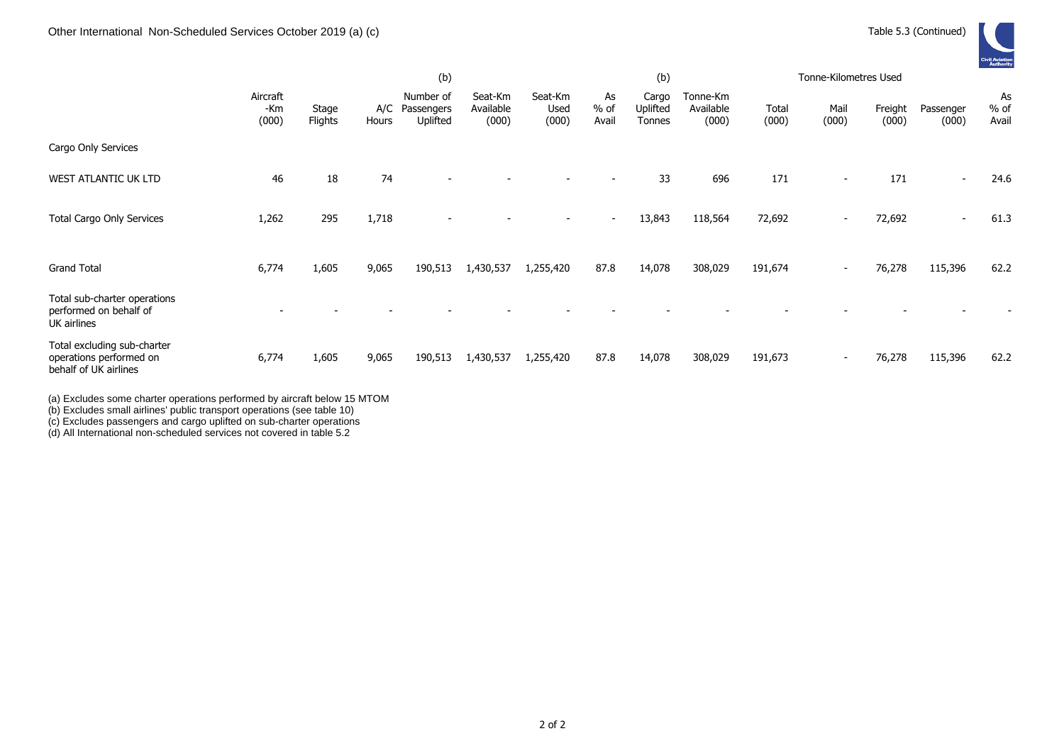Other International Non-Scheduled Services October 2019 (a) (c)

Table 5.3 (Continued)

| | Aircraft -Km (000) | Stage Flights | A/C Hours | (b) Number of Passengers Uplifted | Seat-Km Available (000) | Seat-Km Used (000) | As % of Avail | (b) Cargo Uplifted Tonnes | Tonne-Km Available (000) | Tonne-Kilometres Used Total (000) | Mail (000) | Freight (000) | Passenger (000) | As % of Avail |
|---|---|---|---|---|---|---|---|---|---|---|---|---|---|---|
| Cargo Only Services | | | | | | | | | | | | | | |
| WEST ATLANTIC UK LTD | 46 | 18 | 74 | - | - | - | - | 33 | 696 | 171 | - | 171 | - | 24.6 |
| Total Cargo Only Services | 1,262 | 295 | 1,718 | - | - | - | - | 13,843 | 118,564 | 72,692 | - | 72,692 | - | 61.3 |
| Grand Total | 6,774 | 1,605 | 9,065 | 190,513 | 1,430,537 | 1,255,420 | 87.8 | 14,078 | 308,029 | 191,674 | - | 76,278 | 115,396 | 62.2 |
| Total sub-charter operations performed on behalf of UK airlines | - | - | - | - | - | - | - | - | - | - | - | - | - | - |
| Total excluding sub-charter operations performed on behalf of UK airlines | 6,774 | 1,605 | 9,065 | 190,513 | 1,430,537 | 1,255,420 | 87.8 | 14,078 | 308,029 | 191,673 | - | 76,278 | 115,396 | 62.2 |

(a) Excludes some charter operations performed by aircraft below 15 MTOM
(b) Excludes small airlines' public transport operations (see table 10)
(c) Excludes passengers and cargo uplifted on sub-charter operations
(d) All International non-scheduled services not covered in table 5.2